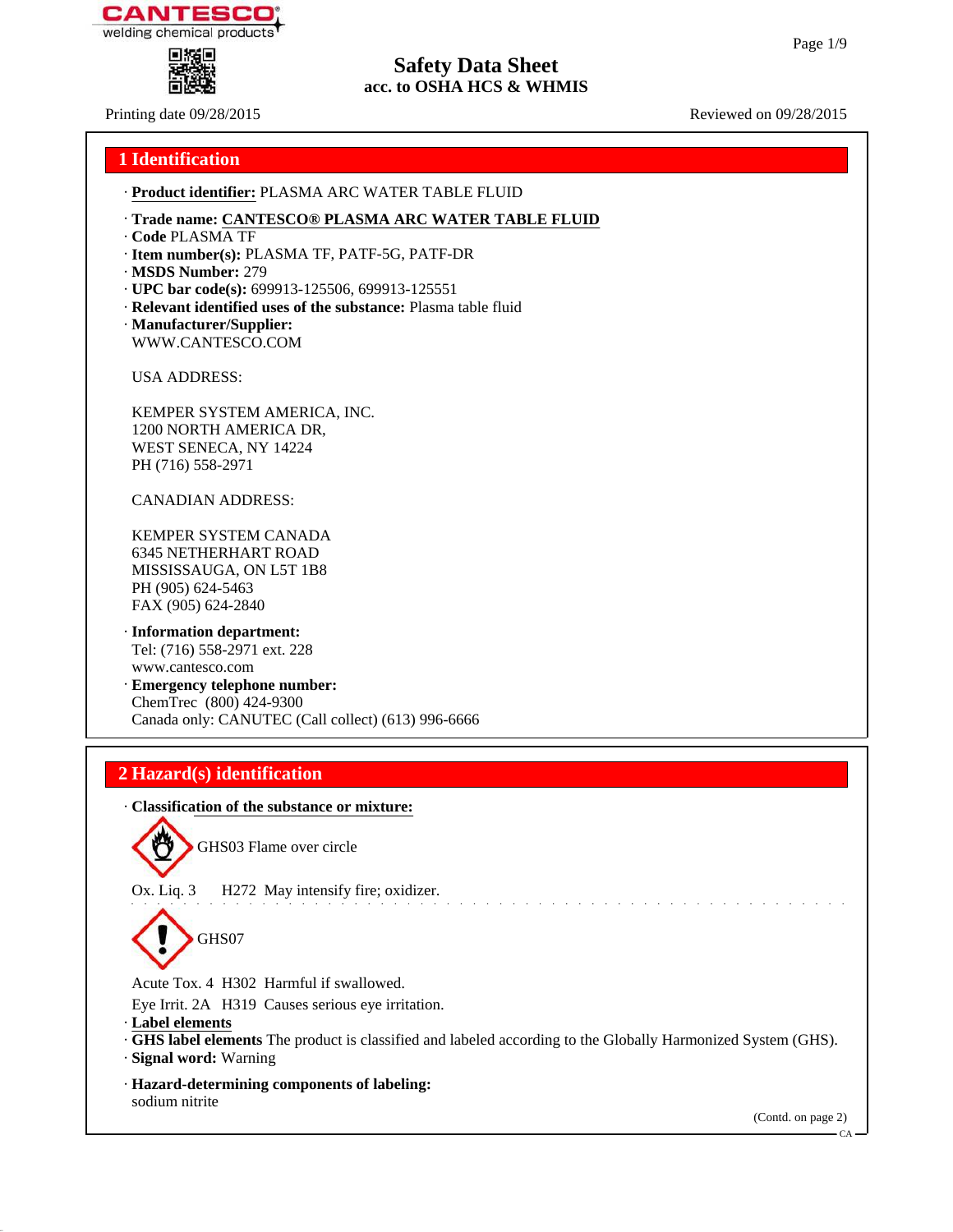CANTESCO®
welding chemical products

# Safety Data Sheet
## acc. to OSHA HCS & WHMIS

Printing date 09/28/2015 Reviewed on 09/28/2015

## 1 Identification

· **Product identifier:** PLASMA ARC WATER TABLE FLUID

· **Trade name: CANTESCO® PLASMA ARC WATER TABLE FLUID**
· **Code** PLASMA TF
· **Item number(s):** PLASMA TF, PATF-5G, PATF-DR
· **MSDS Number:** 279
· **UPC bar code(s):** 699913-125506, 699913-125551
· **Relevant identified uses of the substance:** Plasma table fluid
· **Manufacturer/Supplier:**
WWW.CANTESCO.COM

USA ADDRESS:

KEMPER SYSTEM AMERICA, INC.
1200 NORTH AMERICA DR,
WEST SENECA, NY 14224
PH (716) 558-2971

CANADIAN ADDRESS:

KEMPER SYSTEM CANADA
6345 NETHERHART ROAD
MISSISSAUGA, ON L5T 1B8
PH (905) 624-5463
FAX (905) 624-2840

· **Information department:**
Tel: (716) 558-2971 ext. 228
www.cantesco.com
· **Emergency telephone number:**
ChemTrec (800) 424-9300
Canada only: CANUTEC (Call collect) (613) 996-6666

## 2 Hazard(s) identification

· **Classification of the substance or mixture:**

GHS03 Flame over circle

Ox. Liq. 3 H272 May intensify fire; oxidizer.

GHS07

Acute Tox. 4 H302 Harmful if swallowed.

Eye Irrit. 2A H319 Causes serious eye irritation.

· **Label elements**
· **GHS label elements** The product is classified and labeled according to the Globally Harmonized System (GHS).
· **Signal word:** Warning

· **Hazard-determining components of labeling:**
sodium nitrite

(Contd. on page 2)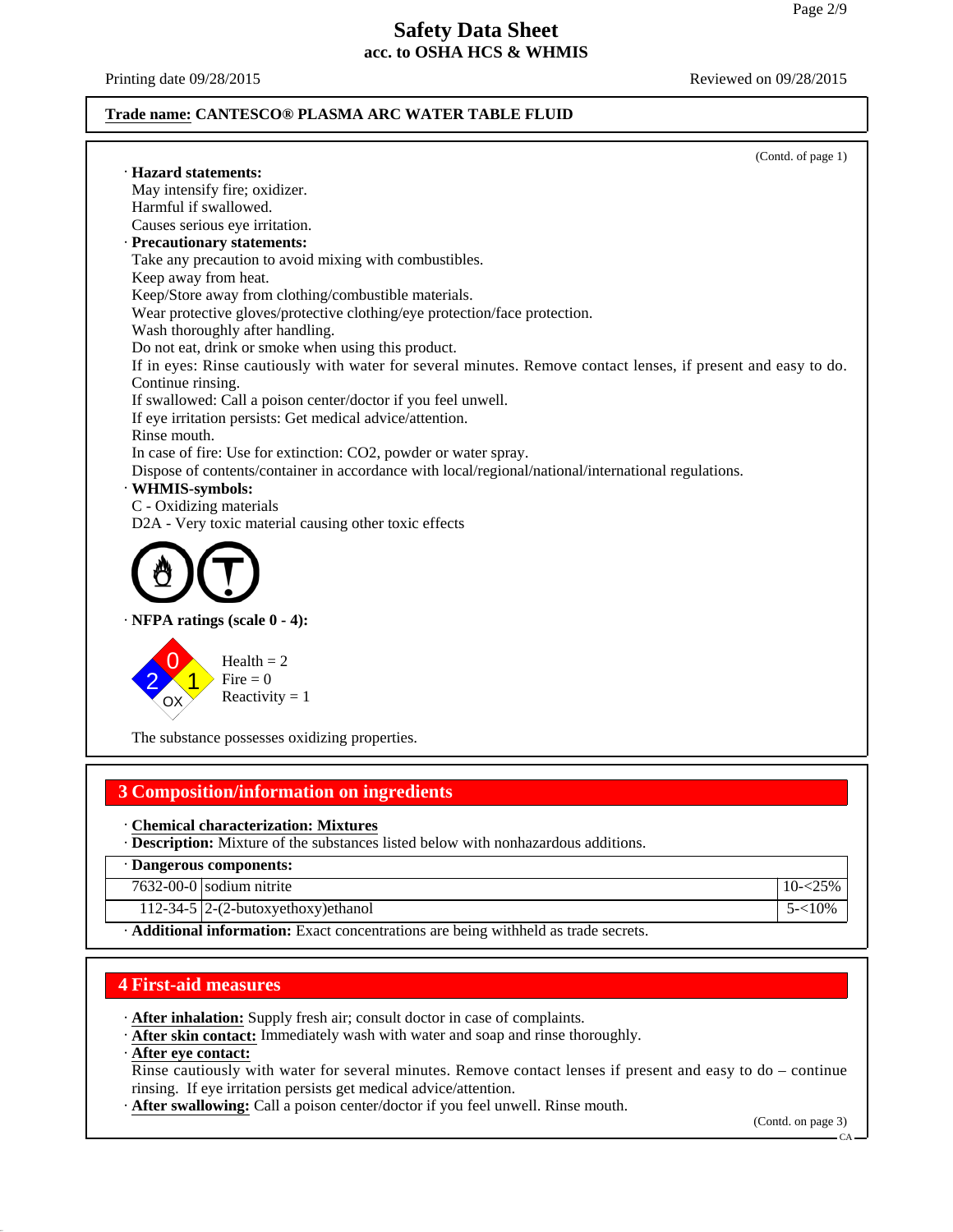**Safety Data Sheet**
**acc. to OSHA HCS & WHMIS**

Printing date 09/28/2015 Reviewed on 09/28/2015

**Trade name: CANTESCO® PLASMA ARC WATER TABLE FLUID**

(Contd. of page 1)

· **Hazard statements:**
May intensify fire; oxidizer.
Harmful if swallowed.
Causes serious eye irritation.

· **Precautionary statements:**
Take any precaution to avoid mixing with combustibles.
Keep away from heat.
Keep/Store away from clothing/combustible materials.
Wear protective gloves/protective clothing/eye protection/face protection.
Wash thoroughly after handling.
Do not eat, drink or smoke when using this product.
If in eyes: Rinse cautiously with water for several minutes. Remove contact lenses, if present and easy to do. Continue rinsing.
If swallowed: Call a poison center/doctor if you feel unwell.
If eye irritation persists: Get medical advice/attention.
Rinse mouth.
In case of fire: Use for extinction: $CO_2$, powder or water spray.
Dispose of contents/container in accordance with local/regional/national/international regulations.

· **WHMIS-symbols:**
C - Oxidizing materials
D2A - Very toxic material causing other toxic effects

· **NFPA ratings (scale 0 - 4):**

Health = 2
Fire = 0
Reactivity = 1

The substance possesses oxidizing properties.

## 3 Composition/information on ingredients

· **Chemical characterization: Mixtures**
· **Description:** Mixture of the substances listed below with nonhazardous additions.

| · **Dangerous components:** | | |
|---|---|---|
| 7632-00-0 | sodium nitrite | 10-<25% |
| 112-34-5 | 2-(2-butoxyethoxy)ethanol | 5-<10% |

· **Additional information:** Exact concentrations are being withheld as trade secrets.

## 4 First-aid measures

· **After inhalation:** Supply fresh air; consult doctor in case of complaints.
· **After skin contact:** Immediately wash with water and soap and rinse thoroughly.
· **After eye contact:**
Rinse cautiously with water for several minutes. Remove contact lenses if present and easy to do – continue rinsing. If eye irritation persists get medical advice/attention.
· **After swallowing:** Call a poison center/doctor if you feel unwell. Rinse mouth.

(Contd. on page 3)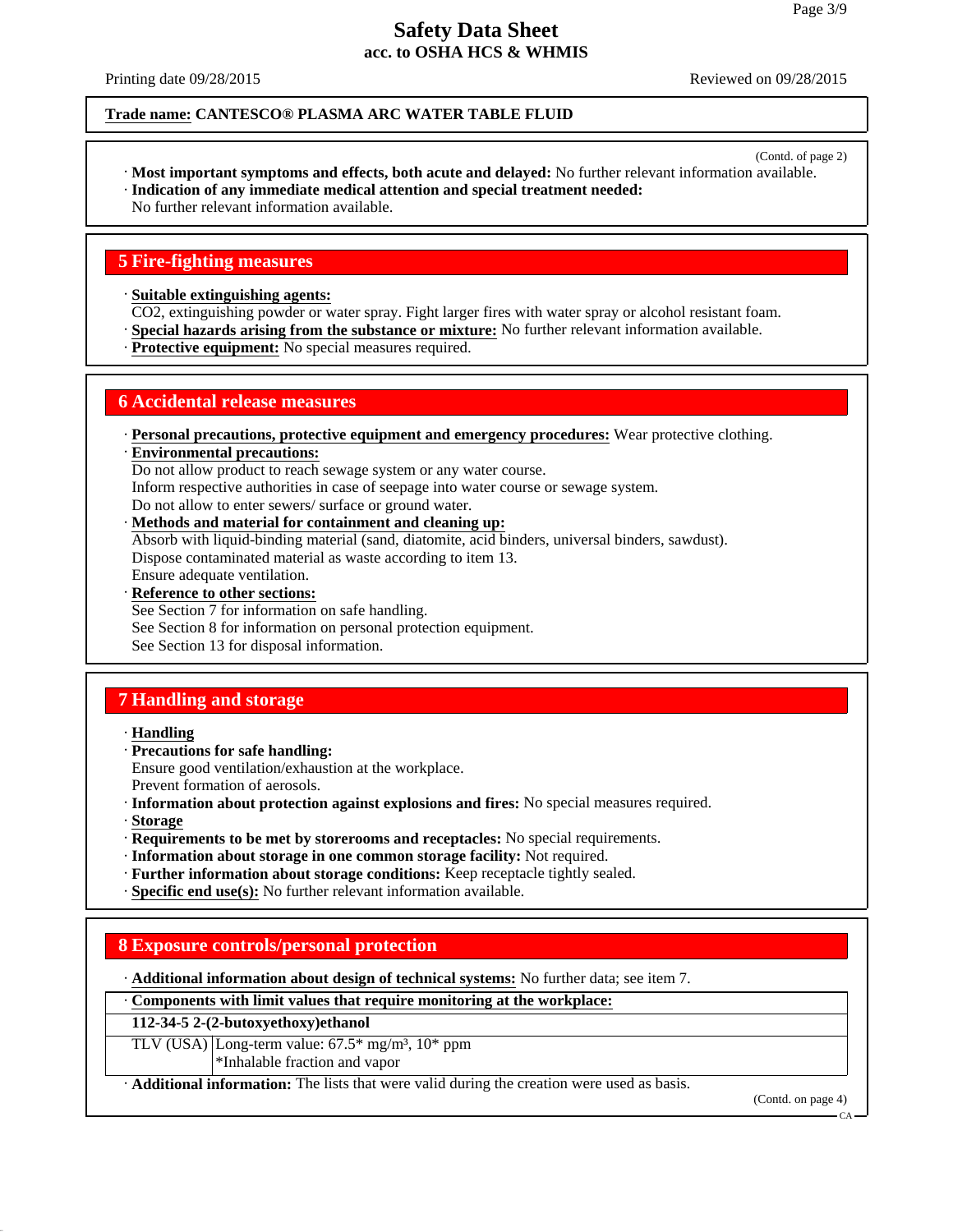**Trade name: CANTESCO® PLASMA ARC WATER TABLE FLUID**

(Contd. of page 2)

· **Most important symptoms and effects, both acute and delayed:** No further relevant information available.
· **Indication of any immediate medical attention and special treatment needed:**
No further relevant information available.

## 5 Fire-fighting measures

· **Suitable extinguishing agents:**
$CO_2$, extinguishing powder or water spray. Fight larger fires with water spray or alcohol resistant foam.
· **Special hazards arising from the substance or mixture:** No further relevant information available.
· **Protective equipment:** No special measures required.

## 6 Accidental release measures

· **Personal precautions, protective equipment and emergency procedures:** Wear protective clothing.
· **Environmental precautions:**
Do not allow product to reach sewage system or any water course.
Inform respective authorities in case of seepage into water course or sewage system.
Do not allow to enter sewers/ surface or ground water.
· **Methods and material for containment and cleaning up:**
Absorb with liquid-binding material (sand, diatomite, acid binders, universal binders, sawdust).
Dispose contaminated material as waste according to item 13.
Ensure adequate ventilation.
· **Reference to other sections:**
See Section 7 for information on safe handling.
See Section 8 for information on personal protection equipment.
See Section 13 for disposal information.

## 7 Handling and storage

· **Handling**
· **Precautions for safe handling:**
Ensure good ventilation/exhaustion at the workplace.
Prevent formation of aerosols.
· **Information about protection against explosions and fires:** No special measures required.
· **Storage**
· **Requirements to be met by storerooms and receptacles:** No special requirements.
· **Information about storage in one common storage facility:** Not required.
· **Further information about storage conditions:** Keep receptacle tightly sealed.
· **Specific end use(s):** No further relevant information available.

## 8 Exposure controls/personal protection

· **Additional information about design of technical systems:** No further data; see item 7.

· **Components with limit values that require monitoring at the workplace:**

| **112-34-5 2-(2-butoxyethoxy)ethanol** | |
|---|---|
| TLV (USA) | Long-term value: 67.5* mg/m³, 10* ppm<br>*Inhalable fraction and vapor |

· **Additional information:** The lists that were valid during the creation were used as basis.

(Contd. on page 4)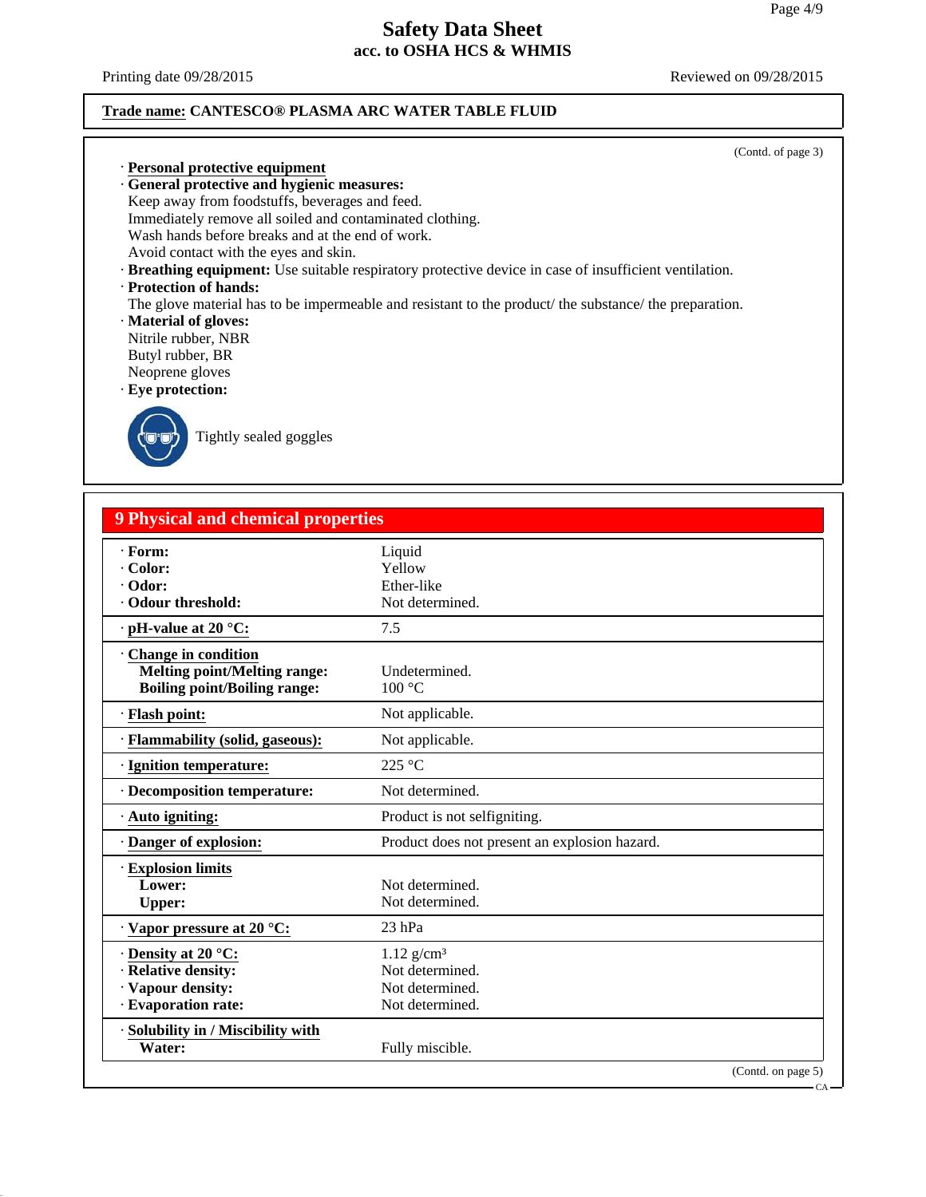**Trade name: CANTESCO® PLASMA ARC WATER TABLE FLUID**

(Contd. of page 3)

· **Personal protective equipment**

· **General protective and hygienic measures:**

Keep away from foodstuffs, beverages and feed.
Immediately remove all soiled and contaminated clothing.
Wash hands before breaks and at the end of work.
Avoid contact with the eyes and skin.

· **Breathing equipment:** Use suitable respiratory protective device in case of insufficient ventilation.

· **Protection of hands:**

The glove material has to be impermeable and resistant to the product/ the substance/ the preparation.

· **Material of gloves:**

Nitrile rubber, NBR
Butyl rubber, BR
Neoprene gloves

· **Eye protection:**

Tightly sealed goggles

## 9 Physical and chemical properties

| Property | Value |
|---|---|
| · **Form:** | Liquid |
| · **Color:** | Yellow |
| · **Odor:** | Ether-like |
| · **Odour threshold:** | Not determined. |
| · **pH-value at 20 °C:** | 7.5 |
| · **Change in condition** | |
| **Melting point/Melting range:** | Undetermined. |
| **Boiling point/Boiling range:** | 100 °C |
| · **Flash point:** | Not applicable. |
| · **Flammability (solid, gaseous):** | Not applicable. |
| · **Ignition temperature:** | 225 °C |
| · **Decomposition temperature:** | Not determined. |
| · **Auto igniting:** | Product is not selfigniting. |
| · **Danger of explosion:** | Product does not present an explosion hazard. |
| · **Explosion limits** | |
| **Lower:** | Not determined. |
| **Upper:** | Not determined. |
| · **Vapor pressure at 20 °C:** | 23 hPa |
| · **Density at 20 °C:** | 1.12 g/cm³ |
| · **Relative density:** | Not determined. |
| · **Vapour density:** | Not determined. |
| · **Evaporation rate:** | Not determined. |
| · **Solubility in / Miscibility with** | |
| **Water:** | Fully miscible. |

(Contd. on page 5)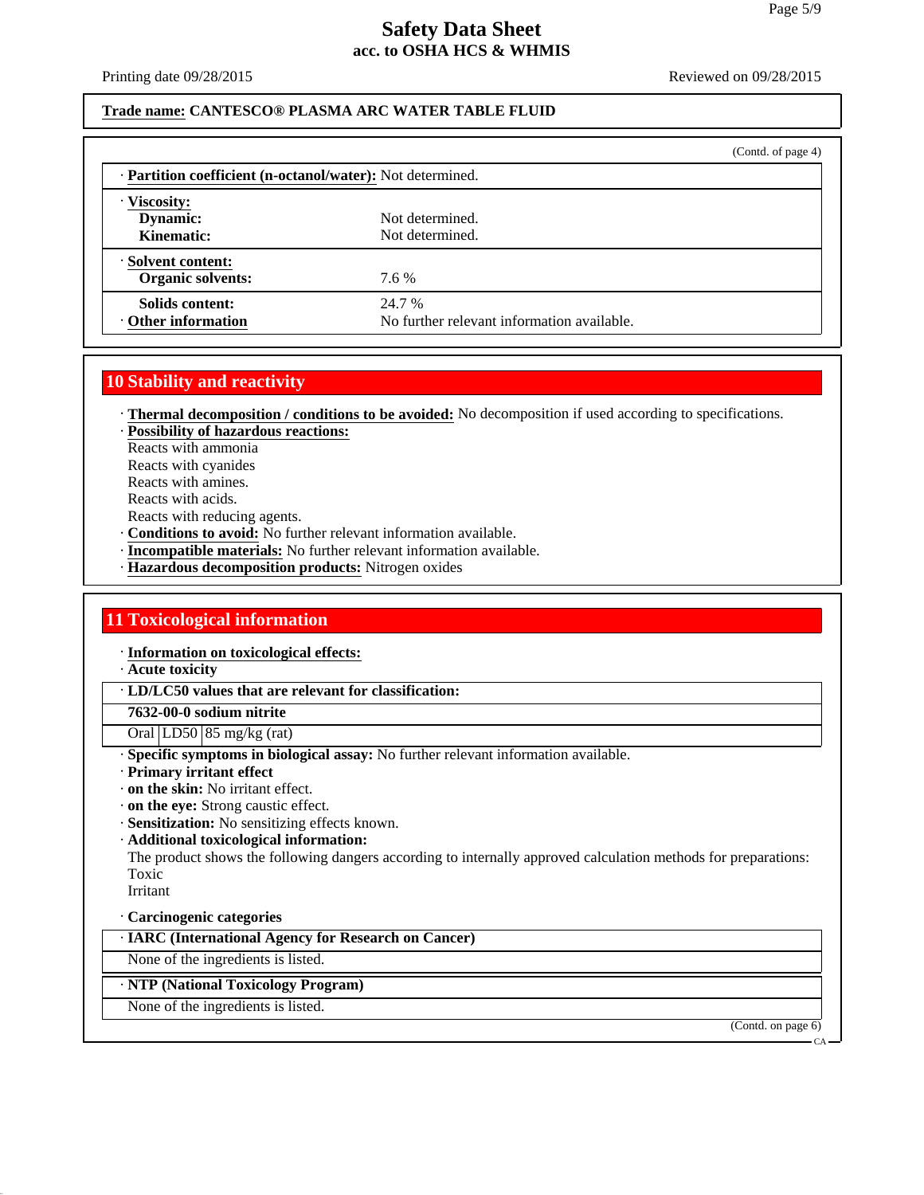**Trade name: CANTESCO® PLASMA ARC WATER TABLE FLUID**

(Contd. of page 4)

· **Partition coefficient (n-octanol/water):** Not determined.

· **Viscosity:**
**Dynamic:** Not determined.
**Kinematic:** Not determined.

· **Solvent content:**
**Organic solvents:** 7.6 %

**Solids content:** 24.7 %

· **Other information** No further relevant information available.

## 10 Stability and reactivity

· **Thermal decomposition / conditions to be avoided:** No decomposition if used according to specifications.
· **Possibility of hazardous reactions:**
Reacts with ammonia
Reacts with cyanides
Reacts with amines.
Reacts with acids.
Reacts with reducing agents.
· **Conditions to avoid:** No further relevant information available.
· **Incompatible materials:** No further relevant information available.
· **Hazardous decomposition products:** Nitrogen oxides

## 11 Toxicological information

· **Information on toxicological effects:**
· **Acute toxicity**

| · LD/LC50 values that are relevant for classification: | | |
|---|---|---|
| **7632-00-0 sodium nitrite** | | |
| Oral | LD50 | 85 mg/kg (rat) |

· **Specific symptoms in biological assay:** No further relevant information available.
· **Primary irritant effect**
· **on the skin:** No irritant effect.
· **on the eye:** Strong caustic effect.
· **Sensitization:** No sensitizing effects known.
· **Additional toxicological information:**
The product shows the following dangers according to internally approved calculation methods for preparations:
Toxic
Irritant

· **Carcinogenic categories**

| · IARC (International Agency for Research on Cancer) |
|---|
| None of the ingredients is listed. |

| · NTP (National Toxicology Program) |
|---|
| None of the ingredients is listed. |

(Contd. on page 6)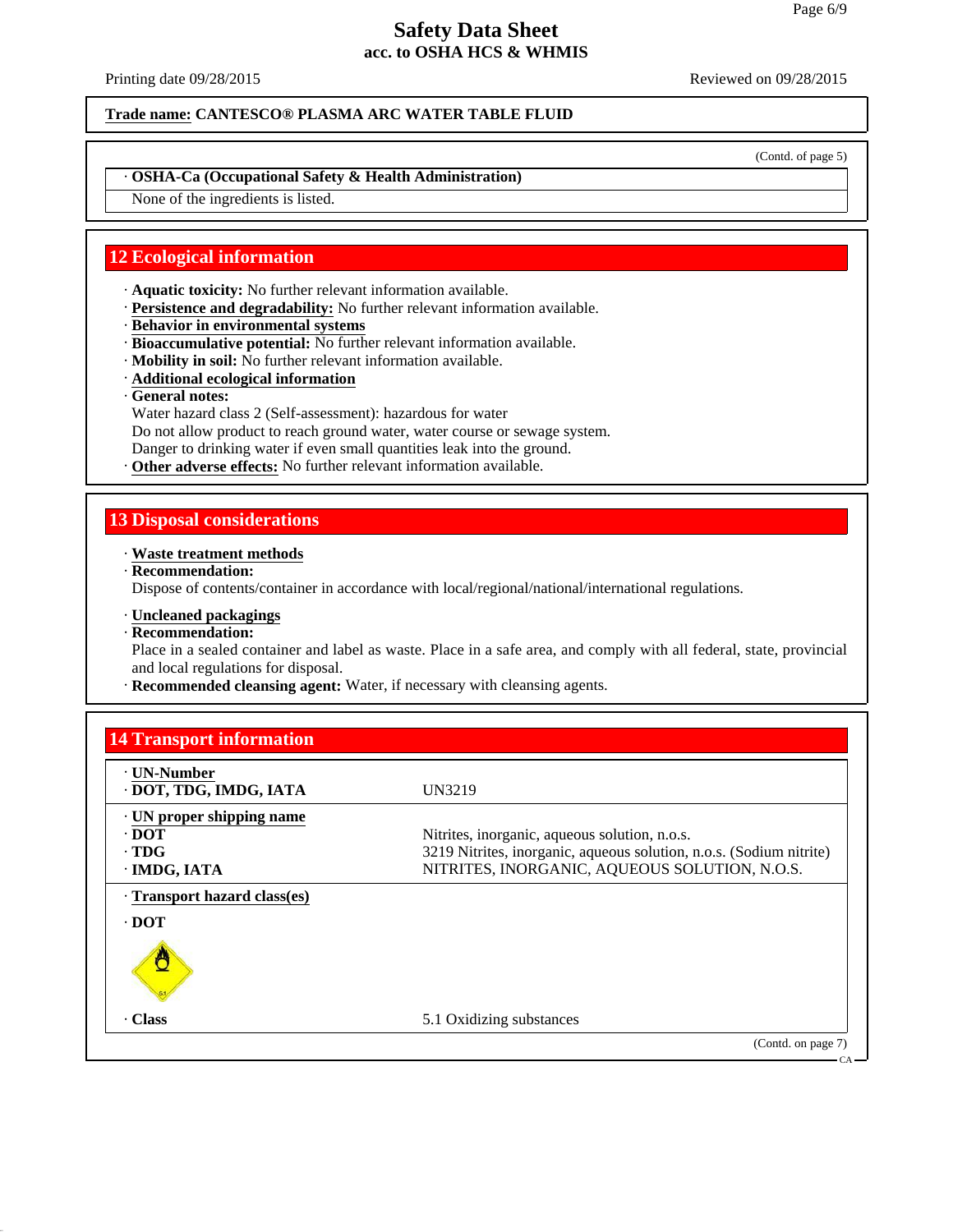**Trade name: CANTESCO® PLASMA ARC WATER TABLE FLUID**

(Contd. of page 5)

· **OSHA-Ca (Occupational Safety & Health Administration)**

None of the ingredients is listed.

## 12 Ecological information

· **Aquatic toxicity:** No further relevant information available.
· **Persistence and degradability:** No further relevant information available.
· **Behavior in environmental systems**
· **Bioaccumulative potential:** No further relevant information available.
· **Mobility in soil:** No further relevant information available.
· **Additional ecological information**
· **General notes:**
Water hazard class 2 (Self-assessment): hazardous for water
Do not allow product to reach ground water, water course or sewage system.
Danger to drinking water if even small quantities leak into the ground.
· **Other adverse effects:** No further relevant information available.

## 13 Disposal considerations

· **Waste treatment methods**
· **Recommendation:**
Dispose of contents/container in accordance with local/regional/national/international regulations.

· **Uncleaned packagings**
· **Recommendation:**
Place in a sealed container and label as waste. Place in a safe area, and comply with all federal, state, provincial and local regulations for disposal.
· **Recommended cleansing agent:** Water, if necessary with cleansing agents.

## 14 Transport information

| | |
|---|---|
| · **UN-Number** | |
| · **DOT, TDG, IMDG, IATA** | UN3219 |
| · **UN proper shipping name** | |
| · **DOT** | Nitrites, inorganic, aqueous solution, n.o.s. |
| · **TDG** | 3219 Nitrites, inorganic, aqueous solution, n.o.s. (Sodium nitrite) |
| · **IMDG, IATA** | NITRITES, INORGANIC, AQUEOUS SOLUTION, N.O.S. |
| · **Transport hazard class(es)** | |
| · **DOT** | |
| · **Class** | 5.1 Oxidizing substances |

(Contd. on page 7)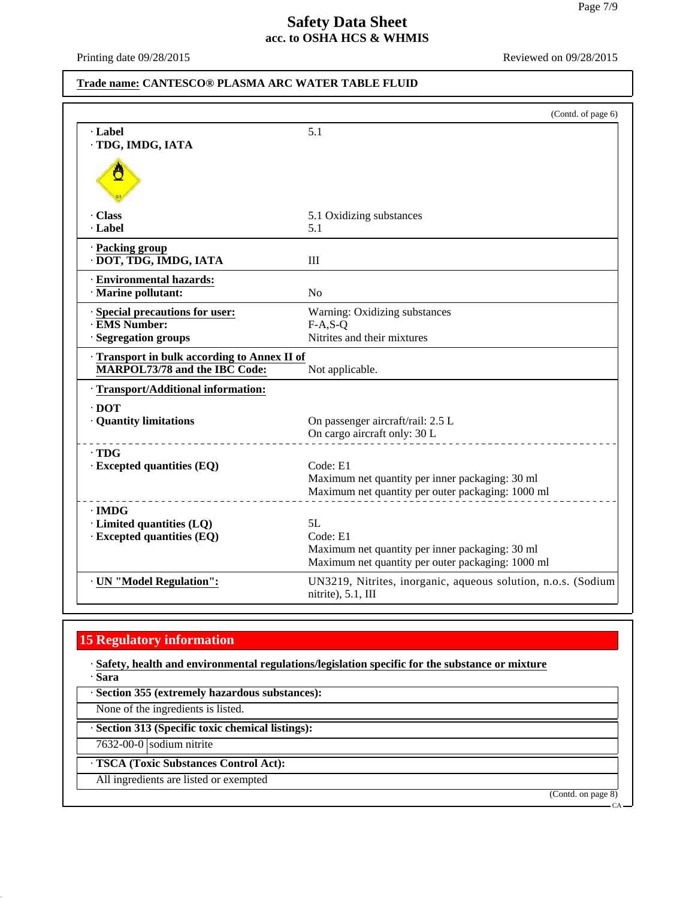**Safety Data Sheet**
**acc. to OSHA HCS & WHMIS**

Printing date 09/28/2015 | Reviewed on 09/28/2015

**Trade name: CANTESCO® PLASMA ARC WATER TABLE FLUID**

(Contd. of page 6)

| | |
|---|---|
| · **Label** | 5.1 |
| · **TDG, IMDG, IATA** | |
| · **Class** | 5.1 Oxidizing substances |
| · **Label** | 5.1 |
| · **Packing group** | |
| · **DOT, TDG, IMDG, IATA** | III |
| · **Environmental hazards:** | |
| · **Marine pollutant:** | No |
| · **Special precautions for user:** | Warning: Oxidizing substances |
| · **EMS Number:** | F-A,S-Q |
| · **Segregation groups** | Nitrites and their mixtures |
| · **Transport in bulk according to Annex II of MARPOL73/78 and the IBC Code:** | Not applicable. |
| · **Transport/Additional information:** | |
| · **DOT** | |
| · **Quantity limitations** | On passenger aircraft/rail: 2.5 L<br>On cargo aircraft only: 30 L |
| · **TDG** | |
| · **Excepted quantities (EQ)** | Code: E1<br>Maximum net quantity per inner packaging: 30 ml<br>Maximum net quantity per outer packaging: 1000 ml |
| · **IMDG** | |
| · **Limited quantities (LQ)** | 5L |
| · **Excepted quantities (EQ)** | Code: E1<br>Maximum net quantity per inner packaging: 30 ml<br>Maximum net quantity per outer packaging: 1000 ml |
| · **UN "Model Regulation":** | UN3219, Nitrites, inorganic, aqueous solution, n.o.s. (Sodium nitrite), 5.1, III |

## 15 Regulatory information

· **Safety, health and environmental regulations/legislation specific for the substance or mixture**

· **Sara**

· **Section 355 (extremely hazardous substances):**

None of the ingredients is listed.

· **Section 313 (Specific toxic chemical listings):**

| | |
|---|---|
| 7632-00-0 | sodium nitrite |

· **TSCA (Toxic Substances Control Act):**

All ingredients are listed or exempted

(Contd. on page 8)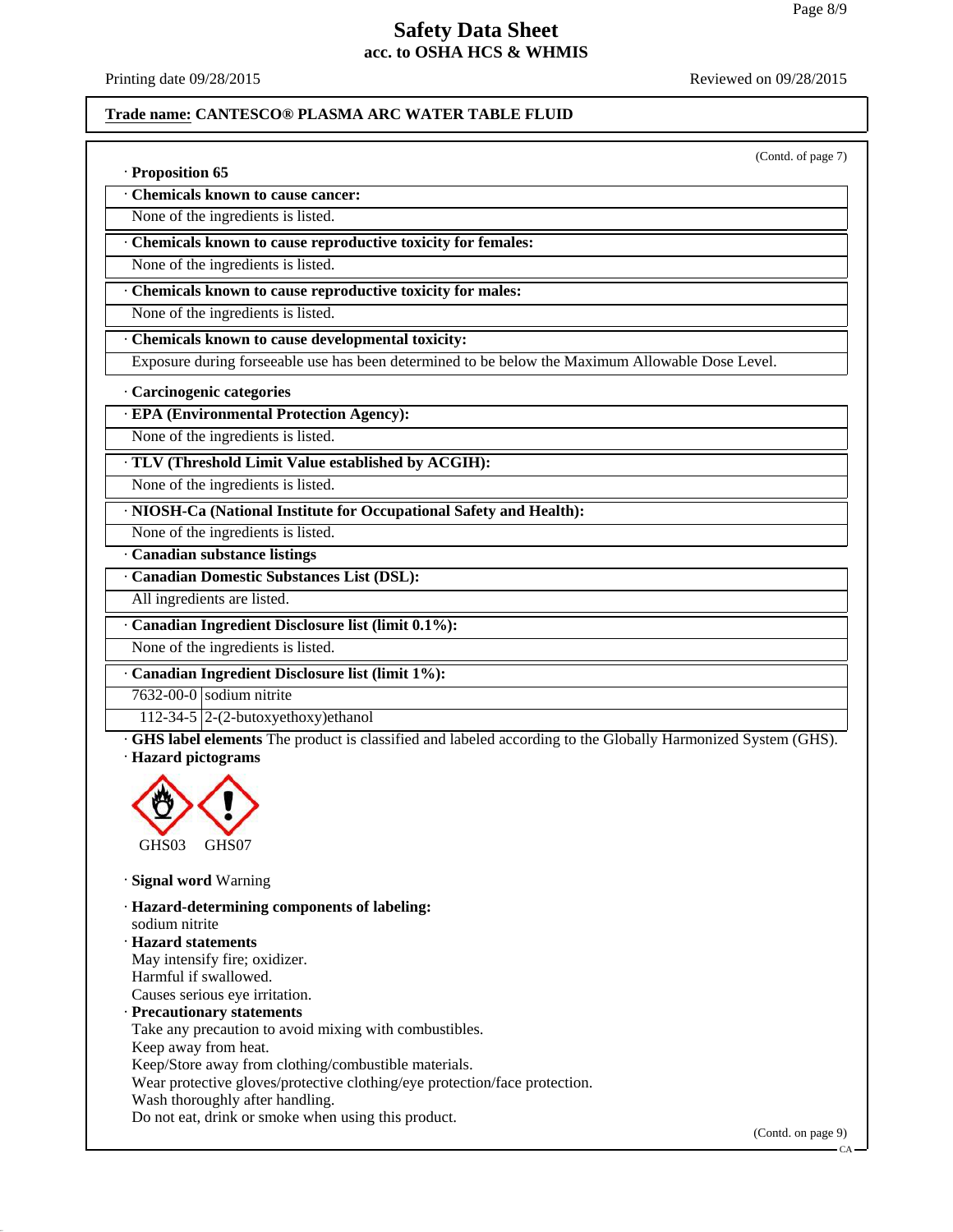**Trade name: CANTESCO® PLASMA ARC WATER TABLE FLUID**

(Contd. of page 7)

· **Proposition 65**

· **Chemicals known to cause cancer:**

None of the ingredients is listed.

· **Chemicals known to cause reproductive toxicity for females:**

None of the ingredients is listed.

· **Chemicals known to cause reproductive toxicity for males:**

None of the ingredients is listed.

· **Chemicals known to cause developmental toxicity:**

Exposure during forseeable use has been determined to be below the Maximum Allowable Dose Level.

· **Carcinogenic categories**

· **EPA (Environmental Protection Agency):**

None of the ingredients is listed.

· **TLV (Threshold Limit Value established by ACGIH):**

None of the ingredients is listed.

· **NIOSH-Ca (National Institute for Occupational Safety and Health):**

None of the ingredients is listed.

· **Canadian substance listings**

· **Canadian Domestic Substances List (DSL):**

All ingredients are listed.

· **Canadian Ingredient Disclosure list (limit 0.1%):**

None of the ingredients is listed.

· **Canadian Ingredient Disclosure list (limit 1%):**

| | |
|---|---|
| 7632-00-0 | sodium nitrite |
| 112-34-5 | 2-(2-butoxyethoxy)ethanol |

· **GHS label elements** The product is classified and labeled according to the Globally Harmonized System (GHS).

· **Hazard pictograms**

GHS03 GHS07

· **Signal word** Warning

· **Hazard-determining components of labeling:**

sodium nitrite

· **Hazard statements**

May intensify fire; oxidizer.
Harmful if swallowed.
Causes serious eye irritation.

· **Precautionary statements**

Take any precaution to avoid mixing with combustibles.
Keep away from heat.
Keep/Store away from clothing/combustible materials.
Wear protective gloves/protective clothing/eye protection/face protection.
Wash thoroughly after handling.
Do not eat, drink or smoke when using this product.

(Contd. on page 9)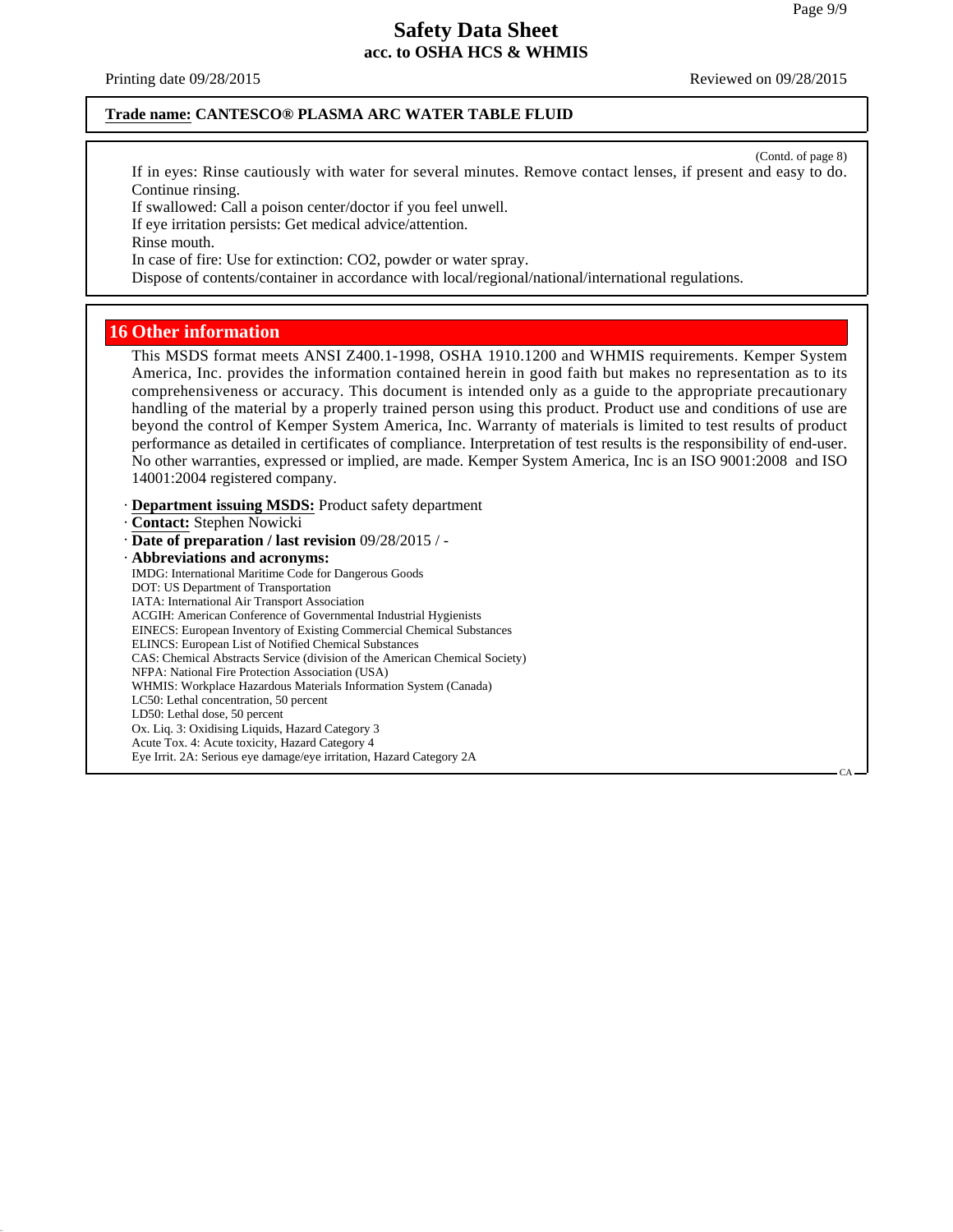**Trade name: CANTESCO® PLASMA ARC WATER TABLE FLUID**

(Contd. of page 8)

If in eyes: Rinse cautiously with water for several minutes. Remove contact lenses, if present and easy to do. Continue rinsing.
If swallowed: Call a poison center/doctor if you feel unwell.
If eye irritation persists: Get medical advice/attention.
Rinse mouth.
In case of fire: Use for extinction: $CO_2$, powder or water spray.
Dispose of contents/container in accordance with local/regional/national/international regulations.

## 16 Other information

This MSDS format meets ANSI Z400.1-1998, OSHA 1910.1200 and WHMIS requirements. Kemper System America, Inc. provides the information contained herein in good faith but makes no representation as to its comprehensiveness or accuracy. This document is intended only as a guide to the appropriate precautionary handling of the material by a properly trained person using this product. Product use and conditions of use are beyond the control of Kemper System America, Inc. Warranty of materials is limited to test results of product performance as detailed in certificates of compliance. Interpretation of test results is the responsibility of end-user. No other warranties, expressed or implied, are made. Kemper System America, Inc is an ISO 9001:2008 and ISO 14001:2004 registered company.

· **Department issuing MSDS:** Product safety department
· **Contact:** Stephen Nowicki
· **Date of preparation / last revision** 09/28/2015 / -
· **Abbreviations and acronyms:**
IMDG: International Maritime Code for Dangerous Goods
DOT: US Department of Transportation
IATA: International Air Transport Association
ACGIH: American Conference of Governmental Industrial Hygienists
EINECS: European Inventory of Existing Commercial Chemical Substances
ELINCS: European List of Notified Chemical Substances
CAS: Chemical Abstracts Service (division of the American Chemical Society)
NFPA: National Fire Protection Association (USA)
WHMIS: Workplace Hazardous Materials Information System (Canada)
LC50: Lethal concentration, 50 percent
LD50: Lethal dose, 50 percent
Ox. Liq. 3: Oxidising Liquids, Hazard Category 3
Acute Tox. 4: Acute toxicity, Hazard Category 4
Eye Irrit. 2A: Serious eye damage/eye irritation, Hazard Category 2A